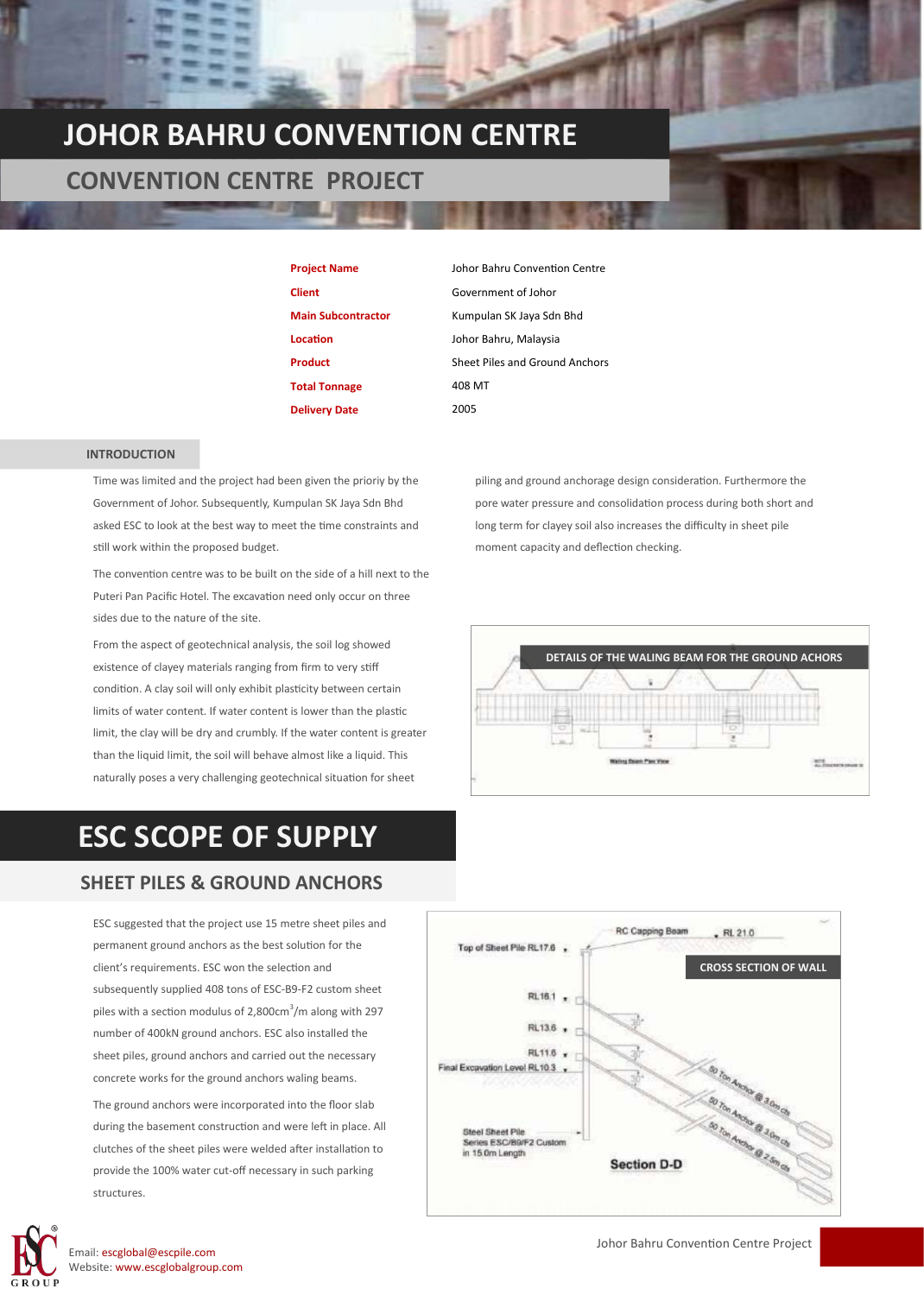# JOHOR BAHRU CONVENTION CENTRE

## CONVENTION CENTRE PROJECT

| | |
|---|---|
| **Project Name** | Johor Bahru Convention Centre |
| **Client** | Government of Johor |
| **Main Subcontractor** | Kumpulan SK Jaya Sdn Bhd |
| **Location** | Johor Bahru, Malaysia |
| **Product** | Sheet Piles and Ground Anchors |
| **Total Tonnage** | 408 MT |
| **Delivery Date** | 2005 |

### INTRODUCTION

Time was limited and the project had been given the prioriy by the Government of Johor. Subsequently, Kumpulan SK Jaya Sdn Bhd asked ESC to look at the best way to meet the time constraints and still work within the proposed budget.

The convention centre was to be built on the side of a hill next to the Puteri Pan Pacific Hotel. The excavation need only occur on three sides due to the nature of the site.

From the aspect of geotechnical analysis, the soil log showed existence of clayey materials ranging from firm to very stiff condition. A clay soil will only exhibit plasticity between certain limits of water content. If water content is lower than the plastic limit, the clay will be dry and crumbly. If the water content is greater than the liquid limit, the soil will behave almost like a liquid. This naturally poses a very challenging geotechnical situation for sheet piling and ground anchorage design consideration. Furthermore the pore water pressure and consolidation process during both short and long term for clayey soil also increases the difficulty in sheet pile moment capacity and deflection checking.

DETAILS OF THE WALING BEAM FOR THE GROUND ACHORS

# ESC SCOPE OF SUPPLY

## SHEET PILES & GROUND ANCHORS

ESC suggested that the project use 15 metre sheet piles and permanent ground anchors as the best solution for the client's requirements. ESC won the selection and subsequently supplied 408 tons of ESC-B9-F2 custom sheet piles with a section modulus of 2,800cm$^3$/m along with 297 number of 400kN ground anchors. ESC also installed the sheet piles, ground anchors and carried out the necessary concrete works for the ground anchors waling beams.

The ground anchors were incorporated into the floor slab during the basement construction and were left in place. All clutches of the sheet piles were welded after installation to provide the 100% water cut-off necessary in such parking structures.

CROSS SECTION OF WALL

Email: escglobal@escpile.com
Website: www.escglobalgroup.com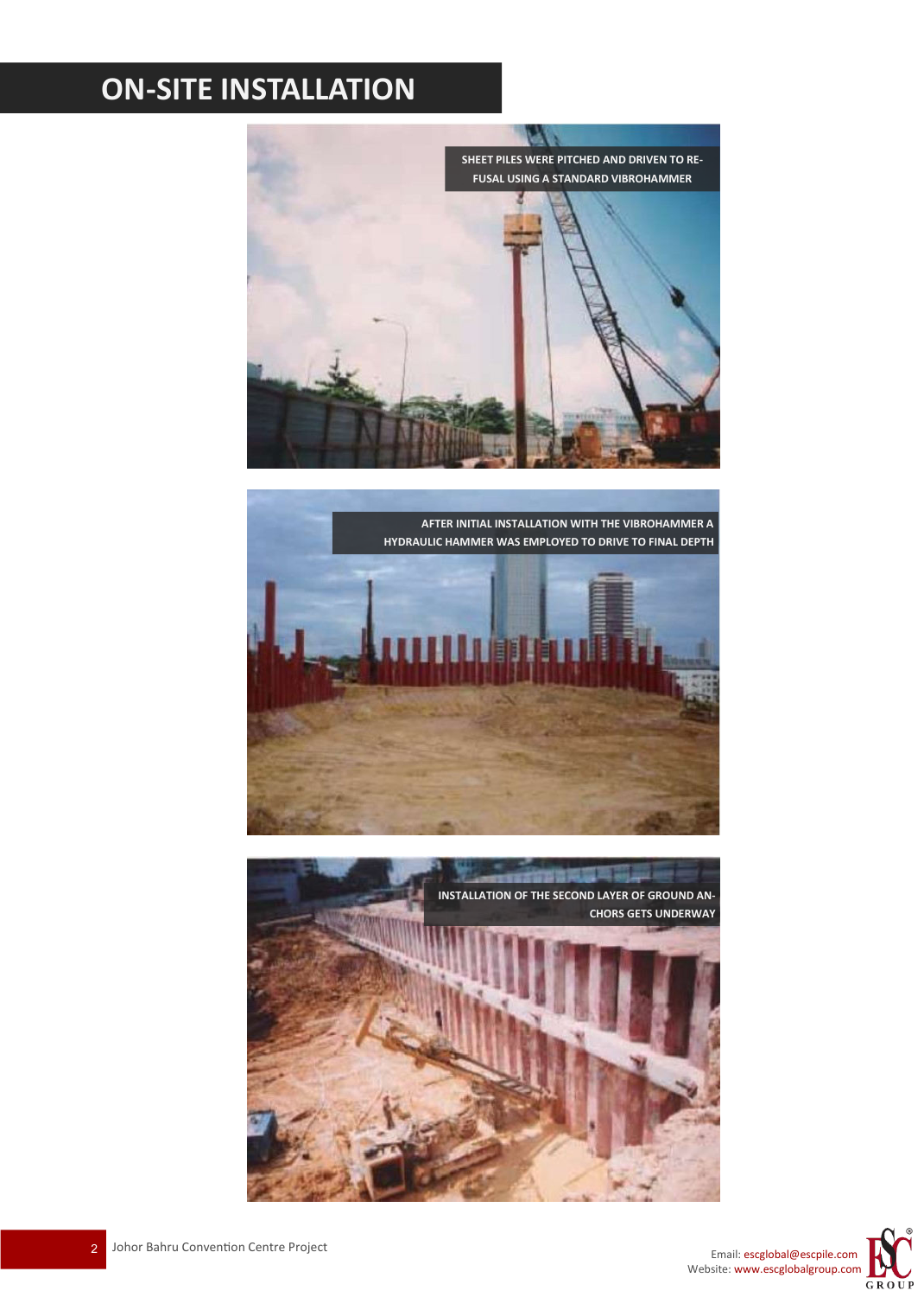# ON-SITE INSTALLATION

SHEET PILES WERE PITCHED AND DRIVEN TO RE-FUSAL USING A STANDARD VIBROHAMMER

AFTER INITIAL INSTALLATION WITH THE VIBROHAMMER A HYDRAULIC HAMMER WAS EMPLOYED TO DRIVE TO FINAL DEPTH

INSTALLATION OF THE SECOND LAYER OF GROUND AN-CHORS GETS UNDERWAY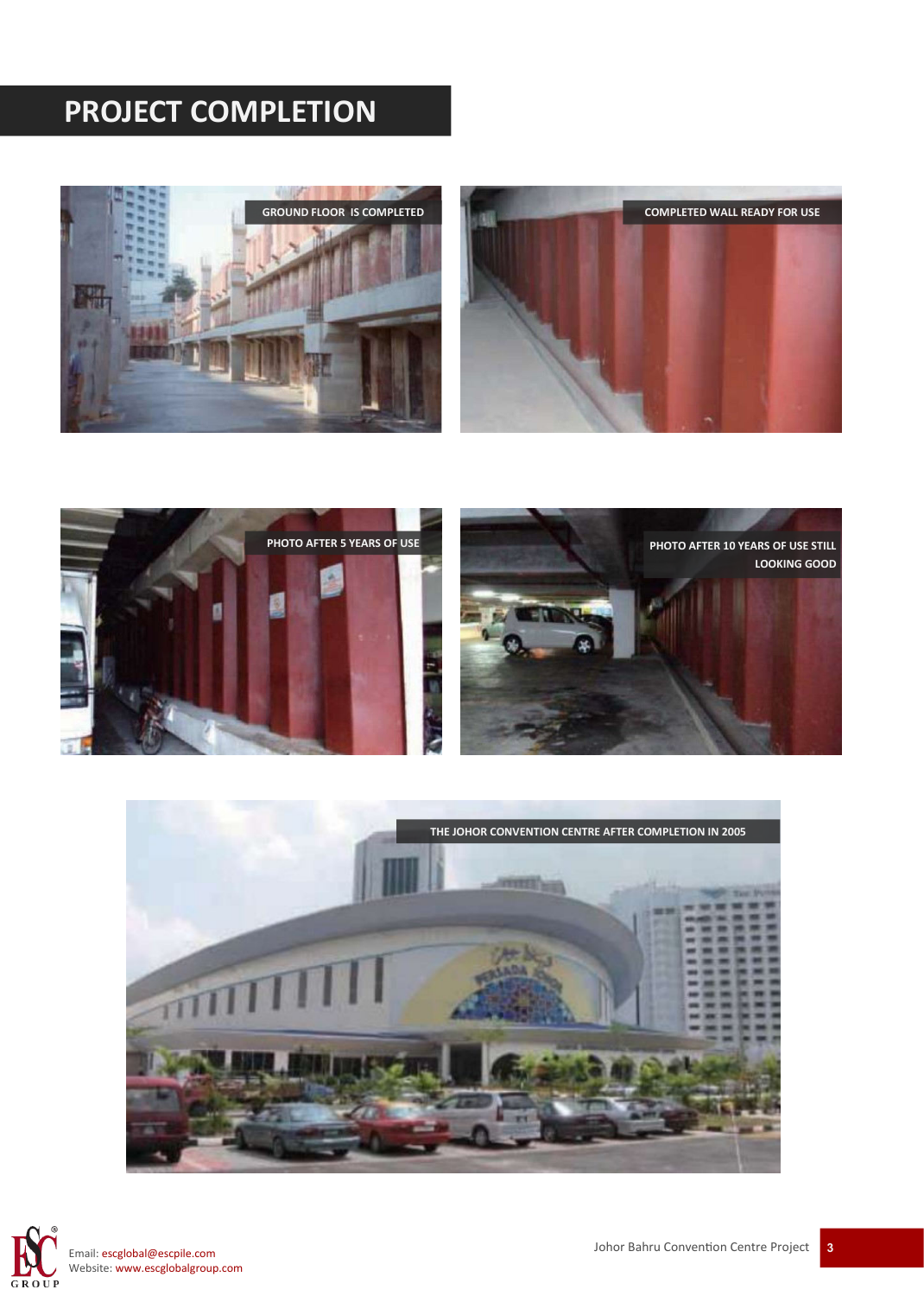# PROJECT COMPLETION

GROUND FLOOR IS COMPLETED

COMPLETED WALL READY FOR USE

PHOTO AFTER 5 YEARS OF USE

PHOTO AFTER 10 YEARS OF USE STILL LOOKING GOOD

THE JOHOR CONVENTION CENTRE AFTER COMPLETION IN 2005

Email: escglobal@escpile.com
Website: www.escglobalgroup.com